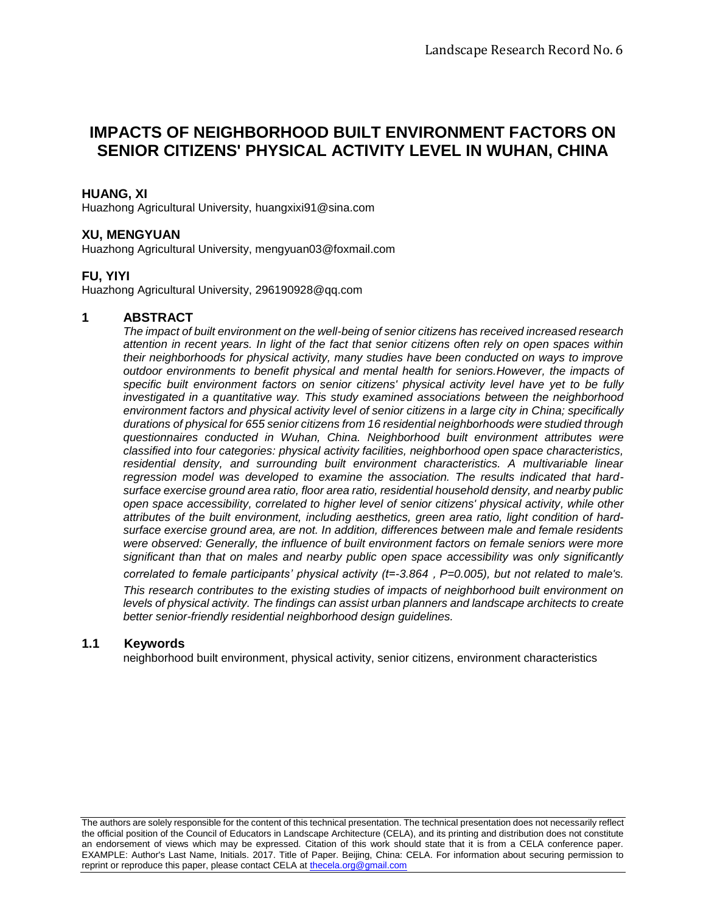# IMPACTS OF NEIGHBORHOOD BUILT ENVIRONMENT FACTORS ON SENIOR CITIZENS' PHYSICAL ACTIVITY LEVEL IN WUHAN, CHINA

**HUANG, XI**
Huazhong Agricultural University, huangxixi91@sina.com

**XU, MENGYUAN**
Huazhong Agricultural University, mengyuan03@foxmail.com

**FU, YIYI**
Huazhong Agricultural University, 296190928@qq.com

## 1 ABSTRACT

*The impact of built environment on the well-being of senior citizens has received increased research attention in recent years. In light of the fact that senior citizens often rely on open spaces within their neighborhoods for physical activity, many studies have been conducted on ways to improve outdoor environments to benefit physical and mental health for seniors.However, the impacts of specific built environment factors on senior citizens' physical activity level have yet to be fully investigated in a quantitative way. This study examined associations between the neighborhood environment factors and physical activity level of senior citizens in a large city in China; specifically durations of physical for 655 senior citizens from 16 residential neighborhoods were studied through questionnaires conducted in Wuhan, China. Neighborhood built environment attributes were classified into four categories: physical activity facilities, neighborhood open space characteristics, residential density, and surrounding built environment characteristics. A multivariable linear regression model was developed to examine the association. The results indicated that hard-surface exercise ground area ratio, floor area ratio, residential household density, and nearby public open space accessibility, correlated to higher level of senior citizens' physical activity, while other attributes of the built environment, including aesthetics, green area ratio, light condition of hard-surface exercise ground area, are not. In addition, differences between male and female residents were observed: Generally, the influence of built environment factors on female seniors were more significant than that on males and nearby public open space accessibility was only significantly correlated to female participants' physical activity ($t=-3.864$ , $P=0.005$), but not related to male's.*

*This research contributes to the existing studies of impacts of neighborhood built environment on levels of physical activity. The findings can assist urban planners and landscape architects to create better senior-friendly residential neighborhood design guidelines.*

### 1.1 Keywords

neighborhood built environment, physical activity, senior citizens, environment characteristics

The authors are solely responsible for the content of this technical presentation. The technical presentation does not necessarily reflect the official position of the Council of Educators in Landscape Architecture (CELA), and its printing and distribution does not constitute an endorsement of views which may be expressed. Citation of this work should state that it is from a CELA conference paper. EXAMPLE: Author's Last Name, Initials. 2017. Title of Paper. Beijing, China: CELA. For information about securing permission to reprint or reproduce this paper, please contact CELA at thecela.org@gmail.com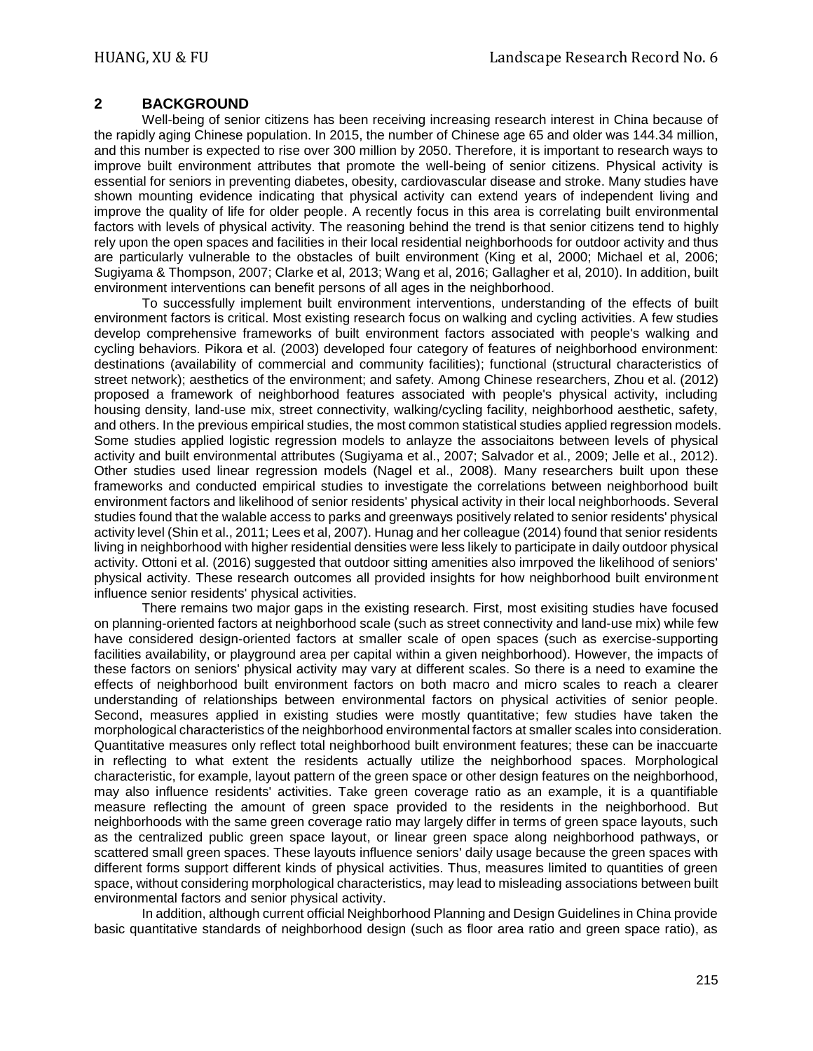## 2 BACKGROUND

Well-being of senior citizens has been receiving increasing research interest in China because of the rapidly aging Chinese population. In 2015, the number of Chinese age 65 and older was 144.34 million, and this number is expected to rise over 300 million by 2050. Therefore, it is important to research ways to improve built environment attributes that promote the well-being of senior citizens. Physical activity is essential for seniors in preventing diabetes, obesity, cardiovascular disease and stroke. Many studies have shown mounting evidence indicating that physical activity can extend years of independent living and improve the quality of life for older people. A recently focus in this area is correlating built environmental factors with levels of physical activity. The reasoning behind the trend is that senior citizens tend to highly rely upon the open spaces and facilities in their local residential neighborhoods for outdoor activity and thus are particularly vulnerable to the obstacles of built environment (King et al, 2000; Michael et al, 2006; Sugiyama & Thompson, 2007; Clarke et al, 2013; Wang et al, 2016; Gallagher et al, 2010). In addition, built environment interventions can benefit persons of all ages in the neighborhood.

To successfully implement built environment interventions, understanding of the effects of built environment factors is critical. Most existing research focus on walking and cycling activities. A few studies develop comprehensive frameworks of built environment factors associated with people's walking and cycling behaviors. Pikora et al. (2003) developed four category of features of neighborhood environment: destinations (availability of commercial and community facilities); functional (structural characteristics of street network); aesthetics of the environment; and safety. Among Chinese researchers, Zhou et al. (2012) proposed a framework of neighborhood features associated with people's physical activity, including housing density, land-use mix, street connectivity, walking/cycling facility, neighborhood aesthetic, safety, and others. In the previous empirical studies, the most common statistical studies applied regression models. Some studies applied logistic regression models to anlayze the associaitons between levels of physical activity and built environmental attributes (Sugiyama et al., 2007; Salvador et al., 2009; Jelle et al., 2012). Other studies used linear regression models (Nagel et al., 2008). Many researchers built upon these frameworks and conducted empirical studies to investigate the correlations between neighborhood built environment factors and likelihood of senior residents' physical activity in their local neighborhoods. Several studies found that the walable access to parks and greenways positively related to senior residents' physical activity level (Shin et al., 2011; Lees et al, 2007). Hunag and her colleague (2014) found that senior residents living in neighborhood with higher residential densities were less likely to participate in daily outdoor physical activity. Ottoni et al. (2016) suggested that outdoor sitting amenities also imrpoved the likelihood of seniors' physical activity. These research outcomes all provided insights for how neighborhood built environment influence senior residents' physical activities.

There remains two major gaps in the existing research. First, most exisiting studies have focused on planning-oriented factors at neighborhood scale (such as street connectivity and land-use mix) while few have considered design-oriented factors at smaller scale of open spaces (such as exercise-supporting facilities availability, or playground area per capital within a given neighborhood). However, the impacts of these factors on seniors' physical activity may vary at different scales. So there is a need to examine the effects of neighborhood built environment factors on both macro and micro scales to reach a clearer understanding of relationships between environmental factors on physical activities of senior people. Second, measures applied in existing studies were mostly quantitative; few studies have taken the morphological characteristics of the neighborhood environmental factors at smaller scales into consideration. Quantitative measures only reflect total neighborhood built environment features; these can be inaccuarte in reflecting to what extent the residents actually utilize the neighborhood spaces. Morphological characteristic, for example, layout pattern of the green space or other design features on the neighborhood, may also influence residents' activities. Take green coverage ratio as an example, it is a quantifiable measure reflecting the amount of green space provided to the residents in the neighborhood. But neighborhoods with the same green coverage ratio may largely differ in terms of green space layouts, such as the centralized public green space layout, or linear green space along neighborhood pathways, or scattered small green spaces. These layouts influence seniors' daily usage because the green spaces with different forms support different kinds of physical activities. Thus, measures limited to quantities of green space, without considering morphological characteristics, may lead to misleading associations between built environmental factors and senior physical activity.

In addition, although current official Neighborhood Planning and Design Guidelines in China provide basic quantitative standards of neighborhood design (such as floor area ratio and green space ratio), as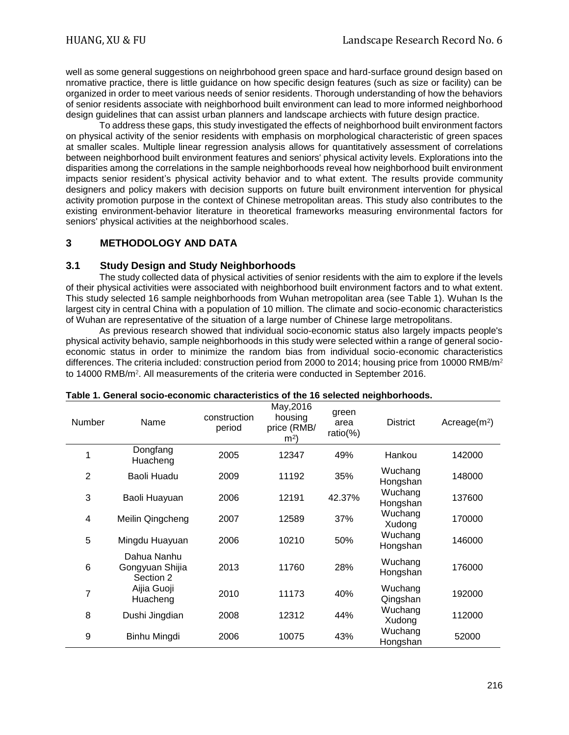well as some general suggestions on neighrbohood green space and hard-surface ground design based on nromative practice, there is little guidance on how specific design features (such as size or facility) can be organized in order to meet various needs of senior residents. Thorough understanding of how the behaviors of senior residents associate with neighborhood built environment can lead to more informed neighborhood design guidelines that can assist urban planners and landscape archiects with future design practice.

To address these gaps, this study investigated the effects of neighborhood built environment factors on physical activity of the senior residents with emphasis on morphological characteristic of green spaces at smaller scales. Multiple linear regression analysis allows for quantitatively assessment of correlations between neighborhood built environment features and seniors' physical activity levels. Explorations into the disparities among the correlations in the sample neighborhoods reveal how neighborhood built environment impacts senior resident's physical activity behavior and to what extent. The results provide community designers and policy makers with decision supports on future built environment intervention for physical activity promotion purpose in the context of Chinese metropolitan areas. This study also contributes to the existing environment-behavior literature in theoretical frameworks measuring environmental factors for seniors' physical activities at the neighborhood scales.

## 3 METHODOLOGY AND DATA

### 3.1 Study Design and Study Neighborhoods

The study collected data of physical activities of senior residents with the aim to explore if the levels of their physical activities were associated with neighborhood built environment factors and to what extent. This study selected 16 sample neighborhoods from Wuhan metropolitan area (see Table 1). Wuhan Is the largest city in central China with a population of 10 million. The climate and socio-economic characteristics of Wuhan are representative of the situation of a large number of Chinese large metropolitans.

As previous research showed that individual socio-economic status also largely impacts people's physical activity behavio, sample neighborhoods in this study were selected within a range of general socio-economic status in order to minimize the random bias from individual socio-economic characteristics differences. The criteria included: construction period from 2000 to 2014; housing price from 10000 RMB/$m^2$ to 14000 RMB/$m^2$. All measurements of the criteria were conducted in September 2016.

**Table 1. General socio-economic characteristics of the 16 selected neighborhoods.**

| Number | Name | construction period | May,2016 housing price (RMB/ $m^2$) | green area ratio(%) | District | Acreage($m^2$) |
|---|---|---|---|---|---|---|
| 1 | Dongfang Huacheng | 2005 | 12347 | 49% | Hankou | 142000 |
| 2 | Baoli Huadu | 2009 | 11192 | 35% | Wuchang Hongshan | 148000 |
| 3 | Baoli Huayuan | 2006 | 12191 | 42.37% | Wuchang Hongshan | 137600 |
| 4 | Meilin Qingcheng | 2007 | 12589 | 37% | Wuchang Xudong | 170000 |
| 5 | Mingdu Huayuan | 2006 | 10210 | 50% | Wuchang Hongshan | 146000 |
| 6 | Dahua Nanhu Gongyuan Shijia Section 2 | 2013 | 11760 | 28% | Wuchang Hongshan | 176000 |
| 7 | Aijia Guoji Huacheng | 2010 | 11173 | 40% | Wuchang Qingshan | 192000 |
| 8 | Dushi Jingdian | 2008 | 12312 | 44% | Wuchang Xudong | 112000 |
| 9 | Binhu Mingdi | 2006 | 10075 | 43% | Wuchang Hongshan | 52000 |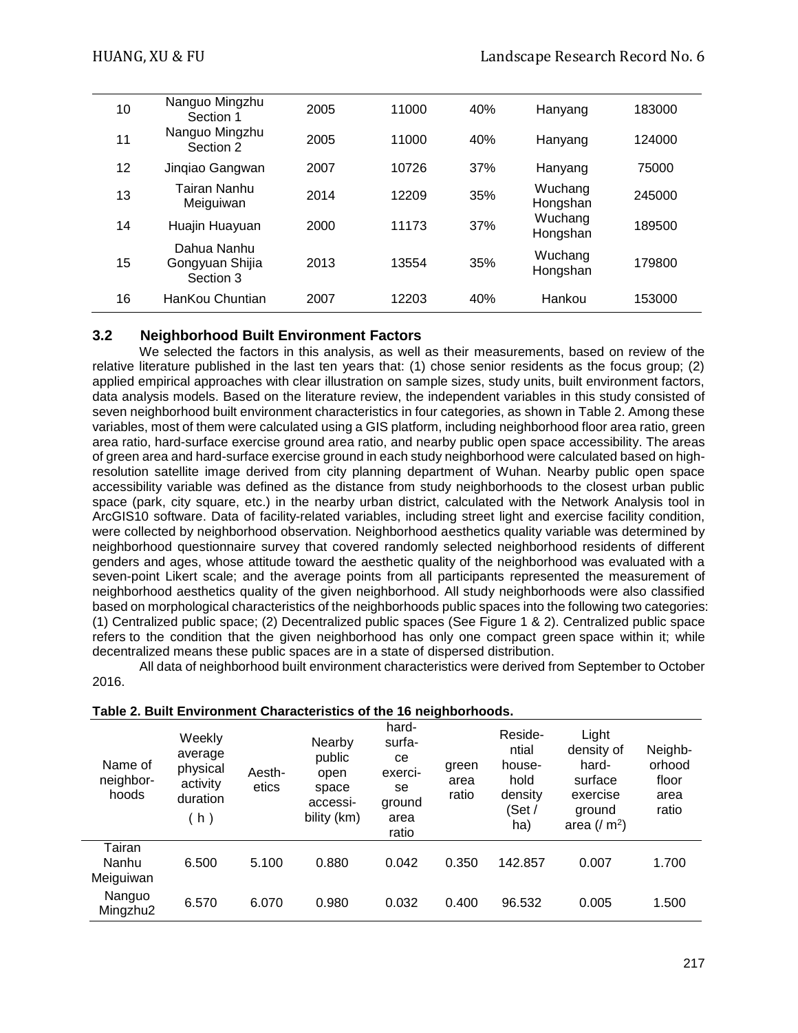| 10 | Nanguo Mingzhu Section 1 | 2005 | 11000 | 40% | Hanyang | 183000 |
|---|---|---|---|---|---|---|
| 11 | Nanguo Mingzhu Section 2 | 2005 | 11000 | 40% | Hanyang | 124000 |
| 12 | Jinqiao Gangwan | 2007 | 10726 | 37% | Hanyang | 75000 |
| 13 | Tairan Nanhu Meiguiwan | 2014 | 12209 | 35% | Wuchang Hongshan | 245000 |
| 14 | Huajin Huayuan | 2000 | 11173 | 37% | Wuchang Hongshan | 189500 |
| 15 | Dahua Nanhu Gongyuan Shijia Section 3 | 2013 | 13554 | 35% | Wuchang Hongshan | 179800 |
| 16 | HanKou Chuntian | 2007 | 12203 | 40% | Hankou | 153000 |

### 3.2 Neighborhood Built Environment Factors

We selected the factors in this analysis, as well as their measurements, based on review of the relative literature published in the last ten years that: (1) chose senior residents as the focus group; (2) applied empirical approaches with clear illustration on sample sizes, study units, built environment factors, data analysis models. Based on the literature review, the independent variables in this study consisted of seven neighborhood built environment characteristics in four categories, as shown in Table 2. Among these variables, most of them were calculated using a GIS platform, including neighborhood floor area ratio, green area ratio, hard-surface exercise ground area ratio, and nearby public open space accessibility. The areas of green area and hard-surface exercise ground in each study neighborhood were calculated based on high-resolution satellite image derived from city planning department of Wuhan. Nearby public open space accessibility variable was defined as the distance from study neighborhoods to the closest urban public space (park, city square, etc.) in the nearby urban district, calculated with the Network Analysis tool in ArcGIS10 software. Data of facility-related variables, including street light and exercise facility condition, were collected by neighborhood observation. Neighborhood aesthetics quality variable was determined by neighborhood questionnaire survey that covered randomly selected neighborhood residents of different genders and ages, whose attitude toward the aesthetic quality of the neighborhood was evaluated with a seven-point Likert scale; and the average points from all participants represented the measurement of neighborhood aesthetics quality of the given neighborhood. All study neighborhoods were also classified based on morphological characteristics of the neighborhoods public spaces into the following two categories: (1) Centralized public space; (2) Decentralized public spaces (See Figure 1 & 2). Centralized public space refers to the condition that the given neighborhood has only one compact green space within it; while decentralized means these public spaces are in a state of dispersed distribution.

All data of neighborhood built environment characteristics were derived from September to October 2016.

**Table 2. Built Environment Characteristics of the 16 neighborhoods.**

| Name of neighbor-hoods | Weekly average physical activity duration ( h ) | Aesth-etics | Nearby public open space accessi-bility (km) | hard-surfa-ce exerci-se ground area ratio | green area ratio | Reside-ntial house-hold density (Set / ha) | Light density of hard-surface exercise ground area (/ $m^2$) | Neighb-orhood floor area ratio |
|---|---|---|---|---|---|---|---|---|
| Tairan Nanhu Meiguiwan | 6.500 | 5.100 | 0.880 | 0.042 | 0.350 | 142.857 | 0.007 | 1.700 |
| Nanguo Mingzhu2 | 6.570 | 6.070 | 0.980 | 0.032 | 0.400 | 96.532 | 0.005 | 1.500 |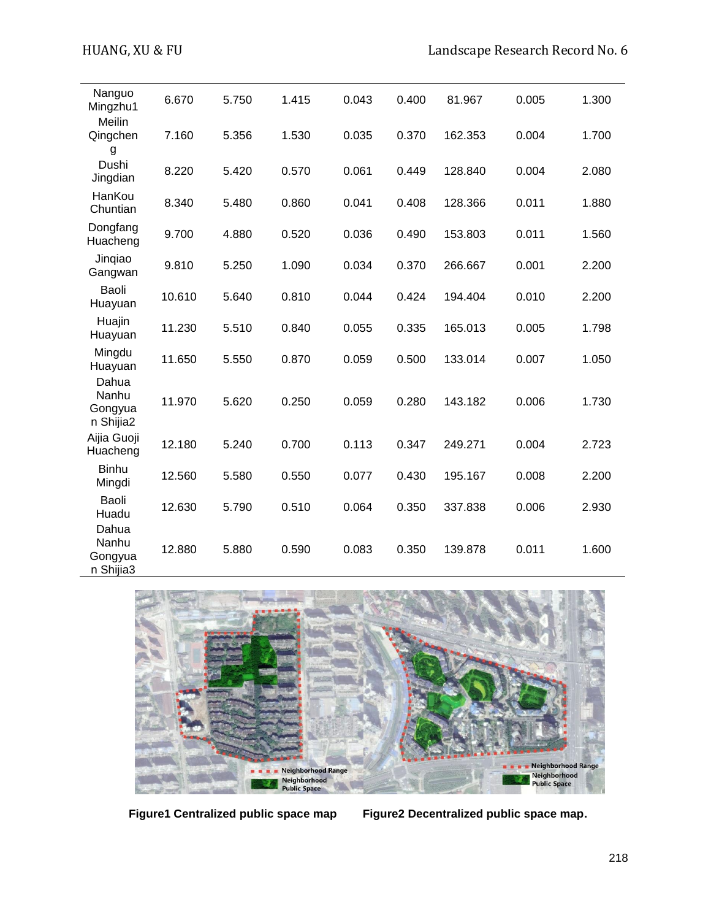| | | | | | | | | |
|---|---|---|---|---|---|---|---|---|
| Nanguo Mingzhu1 | 6.670 | 5.750 | 1.415 | 0.043 | 0.400 | 81.967 | 0.005 | 1.300 |
| Meilin Qingcheng | 7.160 | 5.356 | 1.530 | 0.035 | 0.370 | 162.353 | 0.004 | 1.700 |
| Dushi Jingdian | 8.220 | 5.420 | 0.570 | 0.061 | 0.449 | 128.840 | 0.004 | 2.080 |
| HanKou Chuntian | 8.340 | 5.480 | 0.860 | 0.041 | 0.408 | 128.366 | 0.011 | 1.880 |
| Dongfang Huacheng | 9.700 | 4.880 | 0.520 | 0.036 | 0.490 | 153.803 | 0.011 | 1.560 |
| Jinqiao Gangwan | 9.810 | 5.250 | 1.090 | 0.034 | 0.370 | 266.667 | 0.001 | 2.200 |
| Baoli Huayuan | 10.610 | 5.640 | 0.810 | 0.044 | 0.424 | 194.404 | 0.010 | 2.200 |
| Huajin Huayuan | 11.230 | 5.510 | 0.840 | 0.055 | 0.335 | 165.013 | 0.005 | 1.798 |
| Mingdu Huayuan | 11.650 | 5.550 | 0.870 | 0.059 | 0.500 | 133.014 | 0.007 | 1.050 |
| Dahua Nanhu Gongyuan Shijia2 | 11.970 | 5.620 | 0.250 | 0.059 | 0.280 | 143.182 | 0.006 | 1.730 |
| Aijia Guoji Huacheng | 12.180 | 5.240 | 0.700 | 0.113 | 0.347 | 249.271 | 0.004 | 2.723 |
| Binhu Mingdi | 12.560 | 5.580 | 0.550 | 0.077 | 0.430 | 195.167 | 0.008 | 2.200 |
| Baoli Huadu | 12.630 | 5.790 | 0.510 | 0.064 | 0.350 | 337.838 | 0.006 | 2.930 |
| Dahua Nanhu Gongyuan Shijia3 | 12.880 | 5.880 | 0.590 | 0.083 | 0.350 | 139.878 | 0.011 | 1.600 |

**Figure1 Centralized public space map**

**Figure2 Decentralized public space map.**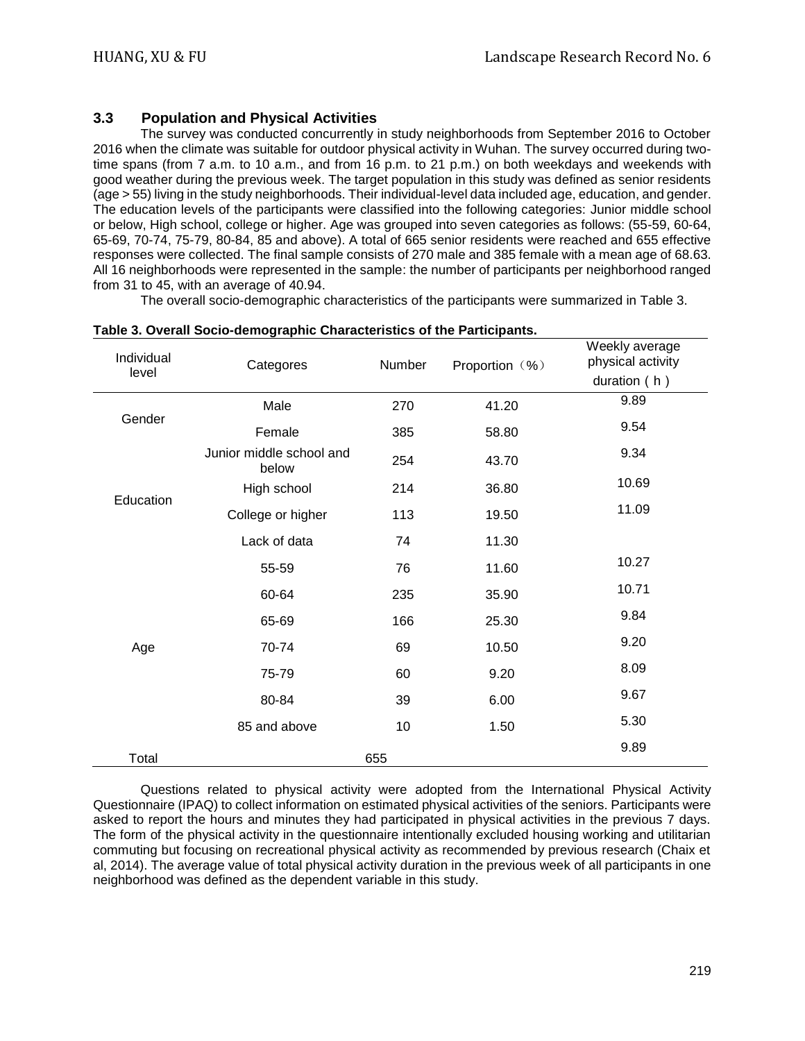### 3.3 Population and Physical Activities

The survey was conducted concurrently in study neighborhoods from September 2016 to October 2016 when the climate was suitable for outdoor physical activity in Wuhan. The survey occurred during two-time spans (from 7 a.m. to 10 a.m., and from 16 p.m. to 21 p.m.) on both weekdays and weekends with good weather during the previous week. The target population in this study was defined as senior residents (age > 55) living in the study neighborhoods. Their individual-level data included age, education, and gender. The education levels of the participants were classified into the following categories: Junior middle school or below, High school, college or higher. Age was grouped into seven categories as follows: (55-59, 60-64, 65-69, 70-74, 75-79, 80-84, 85 and above). A total of 665 senior residents were reached and 655 effective responses were collected. The final sample consists of 270 male and 385 female with a mean age of 68.63. All 16 neighborhoods were represented in the sample: the number of participants per neighborhood ranged from 31 to 45, with an average of 40.94.

The overall socio-demographic characteristics of the participants were summarized in Table 3.

**Table 3. Overall Socio-demographic Characteristics of the Participants.**

| Individual level | Categores | Number | Proportion（%） | Weekly average physical activity duration ( h ) |
|---|---|---|---|---|
| Gender | Male | 270 | 41.20 | 9.89 |
| | Female | 385 | 58.80 | 9.54 |
| Education | Junior middle school and below | 254 | 43.70 | 9.34 |
| | High school | 214 | 36.80 | 10.69 |
| | College or higher | 113 | 19.50 | 11.09 |
| | Lack of data | 74 | 11.30 | |
| Age | 55-59 | 76 | 11.60 | 10.27 |
| | 60-64 | 235 | 35.90 | 10.71 |
| | 65-69 | 166 | 25.30 | 9.84 |
| | 70-74 | 69 | 10.50 | 9.20 |
| | 75-79 | 60 | 9.20 | 8.09 |
| | 80-84 | 39 | 6.00 | 9.67 |
| | 85 and above | 10 | 1.50 | 5.30 |
| Total | | 655 | | 9.89 |

Questions related to physical activity were adopted from the International Physical Activity Questionnaire (IPAQ) to collect information on estimated physical activities of the seniors. Participants were asked to report the hours and minutes they had participated in physical activities in the previous 7 days. The form of the physical activity in the questionnaire intentionally excluded housing working and utilitarian commuting but focusing on recreational physical activity as recommended by previous research (Chaix et al, 2014). The average value of total physical activity duration in the previous week of all participants in one neighborhood was defined as the dependent variable in this study.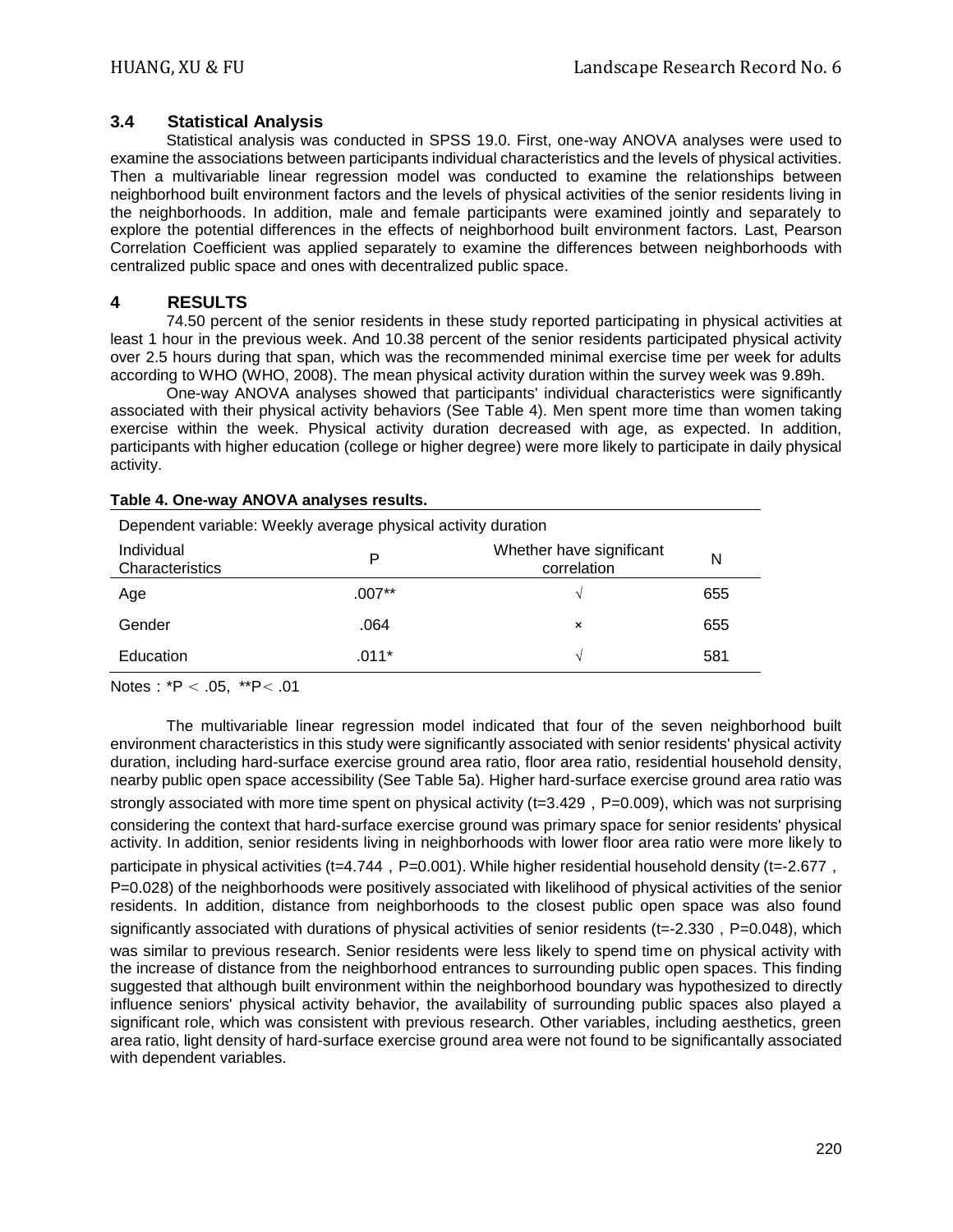### 3.4 Statistical Analysis

Statistical analysis was conducted in SPSS 19.0. First, one-way ANOVA analyses were used to examine the associations between participants individual characteristics and the levels of physical activities. Then a multivariable linear regression model was conducted to examine the relationships between neighborhood built environment factors and the levels of physical activities of the senior residents living in the neighborhoods. In addition, male and female participants were examined jointly and separately to explore the potential differences in the effects of neighborhood built environment factors. Last, Pearson Correlation Coefficient was applied separately to examine the differences between neighborhoods with centralized public space and ones with decentralized public space.

## 4 RESULTS

74.50 percent of the senior residents in these study reported participating in physical activities at least 1 hour in the previous week. And 10.38 percent of the senior residents participated physical activity over 2.5 hours during that span, which was the recommended minimal exercise time per week for adults according to WHO (WHO, 2008). The mean physical activity duration within the survey week was 9.89h.

One-way ANOVA analyses showed that participants' individual characteristics were significantly associated with their physical activity behaviors (See Table 4). Men spent more time than women taking exercise within the week. Physical activity duration decreased with age, as expected. In addition, participants with higher education (college or higher degree) were more likely to participate in daily physical activity.

**Table 4. One-way ANOVA analyses results.**

| Dependent variable: Weekly average physical activity duration | | | |
|---|---|---|---|
| Individual Characteristics | P | Whether have significant correlation | N |
| Age | .007** | √ | 655 |
| Gender | .064 | × | 655 |
| Education | .011* | √ | 581 |

Notes：*P ＜ .05, **P＜ .01

The multivariable linear regression model indicated that four of the seven neighborhood built environment characteristics in this study were significantly associated with senior residents' physical activity duration, including hard-surface exercise ground area ratio, floor area ratio, residential household density, nearby public open space accessibility (See Table 5a). Higher hard-surface exercise ground area ratio was strongly associated with more time spent on physical activity (t=3.429，P=0.009), which was not surprising considering the context that hard-surface exercise ground was primary space for senior residents' physical activity. In addition, senior residents living in neighborhoods with lower floor area ratio were more likely to participate in physical activities (t=4.744，P=0.001). While higher residential household density (t=-2.677，P=0.028) of the neighborhoods were positively associated with likelihood of physical activities of the senior residents. In addition, distance from neighborhoods to the closest public open space was also found significantly associated with durations of physical activities of senior residents (t=-2.330，P=0.048), which was similar to previous research. Senior residents were less likely to spend time on physical activity with the increase of distance from the neighborhood entrances to surrounding public open spaces. This finding suggested that although built environment within the neighborhood boundary was hypothesized to directly influence seniors' physical activity behavior, the availability of surrounding public spaces also played a significant role, which was consistent with previous research. Other variables, including aesthetics, green area ratio, light density of hard-surface exercise ground area were not found to be significantally associated with dependent variables.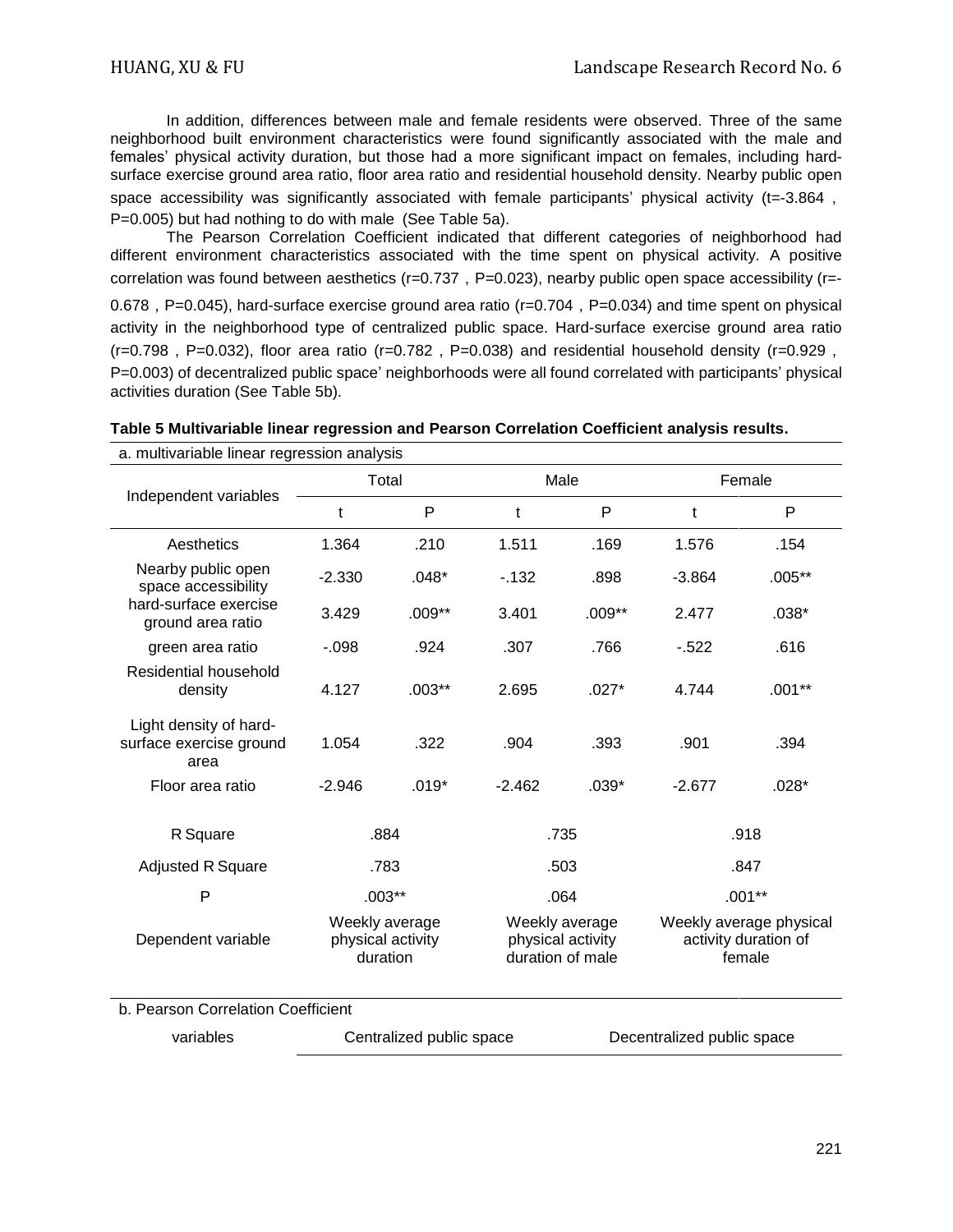In addition, differences between male and female residents were observed. Three of the same neighborhood built environment characteristics were found significantly associated with the male and females' physical activity duration, but those had a more significant impact on females, including hard-surface exercise ground area ratio, floor area ratio and residential household density. Nearby public open space accessibility was significantly associated with female participants' physical activity (t=-3.864 , P=0.005) but had nothing to do with male (See Table 5a).

The Pearson Correlation Coefficient indicated that different categories of neighborhood had different environment characteristics associated with the time spent on physical activity. A positive correlation was found between aesthetics (r=0.737 , P=0.023), nearby public open space accessibility (r=-0.678 , P=0.045), hard-surface exercise ground area ratio (r=0.704 , P=0.034) and time spent on physical activity in the neighborhood type of centralized public space. Hard-surface exercise ground area ratio (r=0.798 , P=0.032), floor area ratio (r=0.782 , P=0.038) and residential household density (r=0.929 , P=0.003) of decentralized public space' neighborhoods were all found correlated with participants' physical activities duration (See Table 5b).

**Table 5 Multivariable linear regression and Pearson Correlation Coefficient analysis results.**

a. multivariable linear regression analysis

| Independent variables | Total | | Male | | Female | |
|---|---|---|---|---|---|---|
| | t | P | t | P | t | P |
| Aesthetics | 1.364 | .210 | 1.511 | .169 | 1.576 | .154 |
| Nearby public open space accessibility | -2.330 | .048* | -.132 | .898 | -3.864 | .005** |
| hard-surface exercise ground area ratio | 3.429 | .009** | 3.401 | .009** | 2.477 | .038* |
| green area ratio | -.098 | .924 | .307 | .766 | -.522 | .616 |
| Residential household density | 4.127 | .003** | 2.695 | .027* | 4.744 | .001** |
| Light density of hard-surface exercise ground area | 1.054 | .322 | .904 | .393 | .901 | .394 |
| Floor area ratio | -2.946 | .019* | -2.462 | .039* | -2.677 | .028* |
| R Square | .884 | | .735 | | .918 | |
| Adjusted R Square | .783 | | .503 | | .847 | |
| P | .003** | | .064 | | .001** | |
| Dependent variable | Weekly average physical activity duration | | Weekly average physical activity duration of male | | Weekly average physical activity duration of female | |

b. Pearson Correlation Coefficient

| variables | Centralized public space | Decentralized public space |
|---|---|---|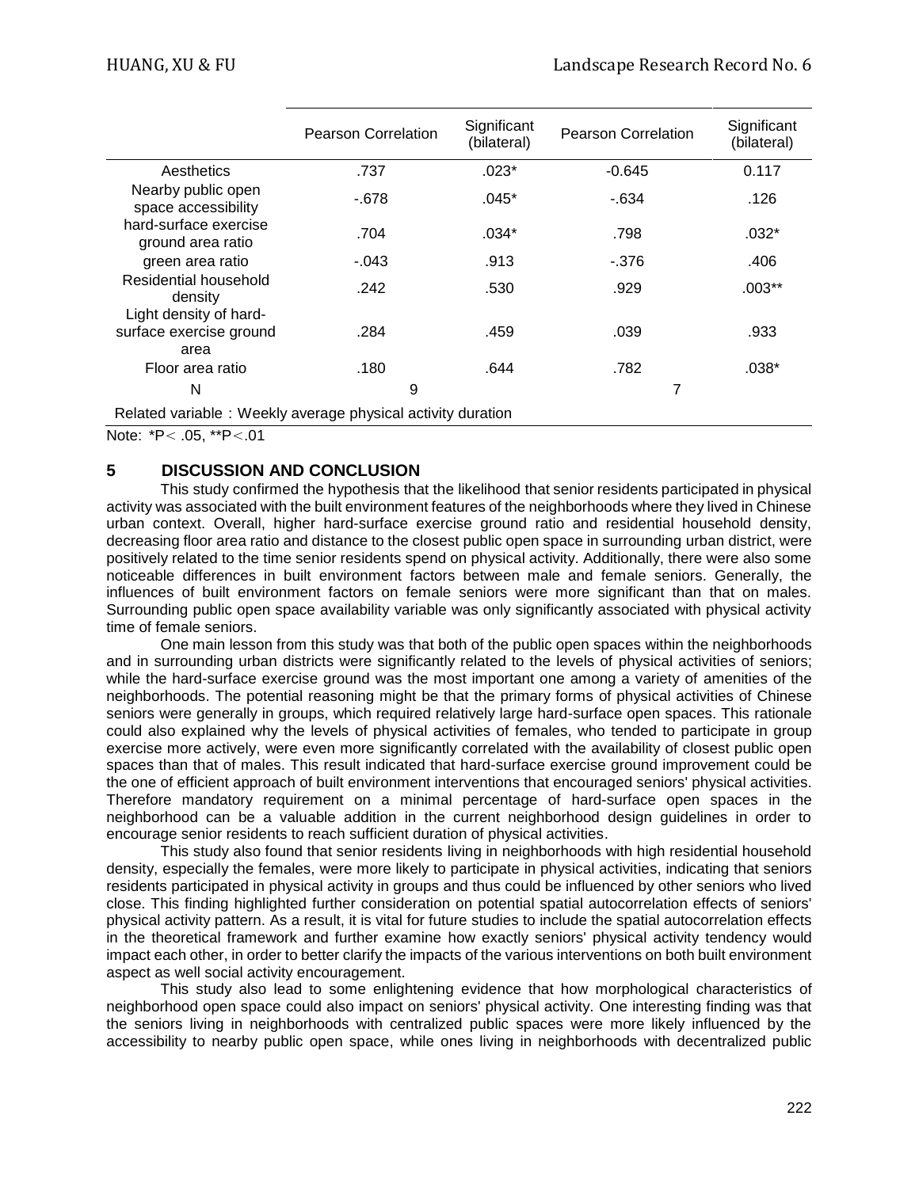|  | Pearson Correlation | Significant (bilateral) | Pearson Correlation | Significant (bilateral) |
|---|---|---|---|---|
| Aesthetics | .737 | .023* | -0.645 | 0.117 |
| Nearby public open space accessibility | -.678 | .045* | -.634 | .126 |
| hard-surface exercise ground area ratio | .704 | .034* | .798 | .032* |
| green area ratio | -.043 | .913 | -.376 | .406 |
| Residential household density | .242 | .530 | .929 | .003** |
| Light density of hard-surface exercise ground area | .284 | .459 | .039 | .933 |
| Floor area ratio | .180 | .644 | .782 | .038* |
| N | 9 | | 7 | |
| Related variable：Weekly average physical activity duration | | | | |

Note: *P< .05, **P<.01

## 5 DISCUSSION AND CONCLUSION

This study confirmed the hypothesis that the likelihood that senior residents participated in physical activity was associated with the built environment features of the neighborhoods where they lived in Chinese urban context. Overall, higher hard-surface exercise ground ratio and residential household density, decreasing floor area ratio and distance to the closest public open space in surrounding urban district, were positively related to the time senior residents spend on physical activity. Additionally, there were also some noticeable differences in built environment factors between male and female seniors. Generally, the influences of built environment factors on female seniors were more significant than that on males. Surrounding public open space availability variable was only significantly associated with physical activity time of female seniors.

One main lesson from this study was that both of the public open spaces within the neighborhoods and in surrounding urban districts were significantly related to the levels of physical activities of seniors; while the hard-surface exercise ground was the most important one among a variety of amenities of the neighborhoods. The potential reasoning might be that the primary forms of physical activities of Chinese seniors were generally in groups, which required relatively large hard-surface open spaces. This rationale could also explained why the levels of physical activities of females, who tended to participate in group exercise more actively, were even more significantly correlated with the availability of closest public open spaces than that of males. This result indicated that hard-surface exercise ground improvement could be the one of efficient approach of built environment interventions that encouraged seniors' physical activities. Therefore mandatory requirement on a minimal percentage of hard-surface open spaces in the neighborhood can be a valuable addition in the current neighborhood design guidelines in order to encourage senior residents to reach sufficient duration of physical activities.

This study also found that senior residents living in neighborhoods with high residential household density, especially the females, were more likely to participate in physical activities, indicating that seniors residents participated in physical activity in groups and thus could be influenced by other seniors who lived close. This finding highlighted further consideration on potential spatial autocorrelation effects of seniors' physical activity pattern. As a result, it is vital for future studies to include the spatial autocorrelation effects in the theoretical framework and further examine how exactly seniors' physical activity tendency would impact each other, in order to better clarify the impacts of the various interventions on both built environment aspect as well social activity encouragement.

This study also lead to some enlightening evidence that how morphological characteristics of neighborhood open space could also impact on seniors' physical activity. One interesting finding was that the seniors living in neighborhoods with centralized public spaces were more likely influenced by the accessibility to nearby public open space, while ones living in neighborhoods with decentralized public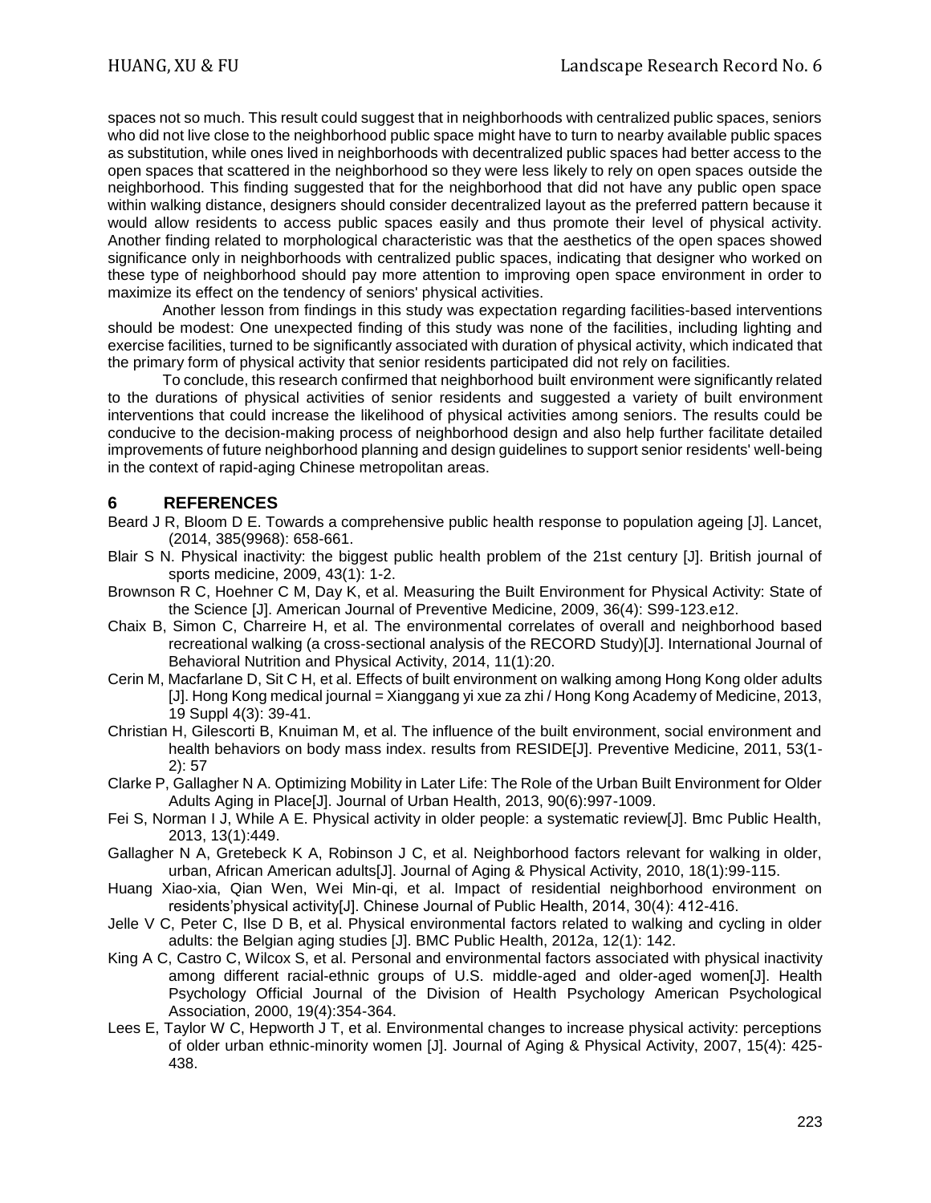spaces not so much. This result could suggest that in neighborhoods with centralized public spaces, seniors who did not live close to the neighborhood public space might have to turn to nearby available public spaces as substitution, while ones lived in neighborhoods with decentralized public spaces had better access to the open spaces that scattered in the neighborhood so they were less likely to rely on open spaces outside the neighborhood. This finding suggested that for the neighborhood that did not have any public open space within walking distance, designers should consider decentralized layout as the preferred pattern because it would allow residents to access public spaces easily and thus promote their level of physical activity. Another finding related to morphological characteristic was that the aesthetics of the open spaces showed significance only in neighborhoods with centralized public spaces, indicating that designer who worked on these type of neighborhood should pay more attention to improving open space environment in order to maximize its effect on the tendency of seniors' physical activities.

Another lesson from findings in this study was expectation regarding facilities-based interventions should be modest: One unexpected finding of this study was none of the facilities, including lighting and exercise facilities, turned to be significantly associated with duration of physical activity, which indicated that the primary form of physical activity that senior residents participated did not rely on facilities.

To conclude, this research confirmed that neighborhood built environment were significantly related to the durations of physical activities of senior residents and suggested a variety of built environment interventions that could increase the likelihood of physical activities among seniors. The results could be conducive to the decision-making process of neighborhood design and also help further facilitate detailed improvements of future neighborhood planning and design guidelines to support senior residents' well-being in the context of rapid-aging Chinese metropolitan areas.

## 6 REFERENCES

Beard J R, Bloom D E. Towards a comprehensive public health response to population ageing [J]. Lancet, (2014, 385(9968): 658-661.

Blair S N. Physical inactivity: the biggest public health problem of the 21st century [J]. British journal of sports medicine, 2009, 43(1): 1-2.

Brownson R C, Hoehner C M, Day K, et al. Measuring the Built Environment for Physical Activity: State of the Science [J]. American Journal of Preventive Medicine, 2009, 36(4): S99-123.e12.

Chaix B, Simon C, Charreire H, et al. The environmental correlates of overall and neighborhood based recreational walking (a cross-sectional analysis of the RECORD Study)[J]. International Journal of Behavioral Nutrition and Physical Activity, 2014, 11(1):20.

Cerin M, Macfarlane D, Sit C H, et al. Effects of built environment on walking among Hong Kong older adults [J]. Hong Kong medical journal = Xianggang yi xue za zhi / Hong Kong Academy of Medicine, 2013, 19 Suppl 4(3): 39-41.

Christian H, Gilescorti B, Knuiman M, et al. The influence of the built environment, social environment and health behaviors on body mass index. results from RESIDE[J]. Preventive Medicine, 2011, 53(1-2): 57

Clarke P, Gallagher N A. Optimizing Mobility in Later Life: The Role of the Urban Built Environment for Older Adults Aging in Place[J]. Journal of Urban Health, 2013, 90(6):997-1009.

Fei S, Norman I J, While A E. Physical activity in older people: a systematic review[J]. Bmc Public Health, 2013, 13(1):449.

Gallagher N A, Gretebeck K A, Robinson J C, et al. Neighborhood factors relevant for walking in older, urban, African American adults[J]. Journal of Aging & Physical Activity, 2010, 18(1):99-115.

Huang Xiao-xia, Qian Wen, Wei Min-qi, et al. Impact of residential neighborhood environment on residents'physical activity[J]. Chinese Journal of Public Health, 2014, 30(4): 412-416.

Jelle V C, Peter C, Ilse D B, et al. Physical environmental factors related to walking and cycling in older adults: the Belgian aging studies [J]. BMC Public Health, 2012a, 12(1): 142.

King A C, Castro C, Wilcox S, et al. Personal and environmental factors associated with physical inactivity among different racial-ethnic groups of U.S. middle-aged and older-aged women[J]. Health Psychology Official Journal of the Division of Health Psychology American Psychological Association, 2000, 19(4):354-364.

Lees E, Taylor W C, Hepworth J T, et al. Environmental changes to increase physical activity: perceptions of older urban ethnic-minority women [J]. Journal of Aging & Physical Activity, 2007, 15(4): 425-438.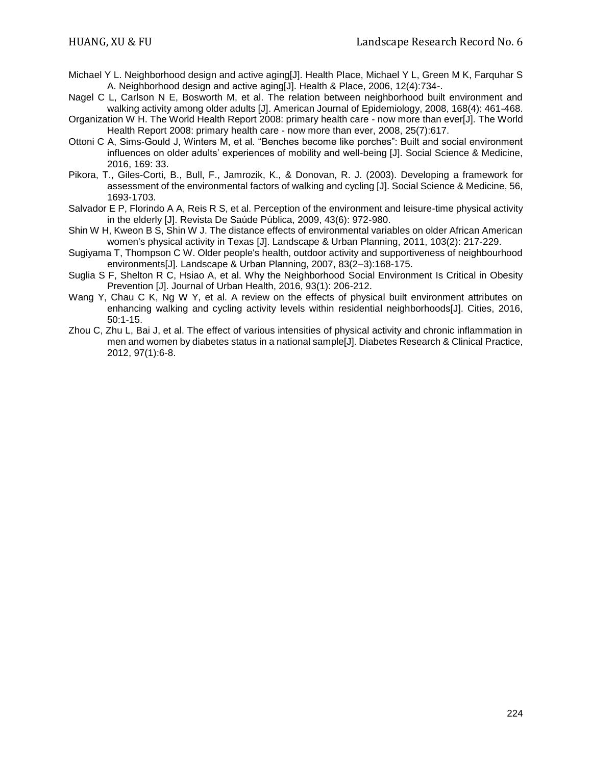Michael Y L. Neighborhood design and active aging[J]. Health Place, Michael Y L, Green M K, Farquhar S A. Neighborhood design and active aging[J]. Health & Place, 2006, 12(4):734-.

Nagel C L, Carlson N E, Bosworth M, et al. The relation between neighborhood built environment and walking activity among older adults [J]. American Journal of Epidemiology, 2008, 168(4): 461-468.

Organization W H. The World Health Report 2008: primary health care - now more than ever[J]. The World Health Report 2008: primary health care - now more than ever, 2008, 25(7):617.

Ottoni C A, Sims-Gould J, Winters M, et al. “Benches become like porches”: Built and social environment influences on older adults’ experiences of mobility and well-being [J]. Social Science & Medicine, 2016, 169: 33.

Pikora, T., Giles-Corti, B., Bull, F., Jamrozik, K., & Donovan, R. J. (2003). Developing a framework for assessment of the environmental factors of walking and cycling [J]. Social Science & Medicine, 56, 1693-1703.

Salvador E P, Florindo A A, Reis R S, et al. Perception of the environment and leisure-time physical activity in the elderly [J]. Revista De Saúde Pública, 2009, 43(6): 972-980.

Shin W H, Kweon B S, Shin W J. The distance effects of environmental variables on older African American women's physical activity in Texas [J]. Landscape & Urban Planning, 2011, 103(2): 217-229.

Sugiyama T, Thompson C W. Older people's health, outdoor activity and supportiveness of neighbourhood environments[J]. Landscape & Urban Planning, 2007, 83(2–3):168-175.

Suglia S F, Shelton R C, Hsiao A, et al. Why the Neighborhood Social Environment Is Critical in Obesity Prevention [J]. Journal of Urban Health, 2016, 93(1): 206-212.

Wang Y, Chau C K, Ng W Y, et al. A review on the effects of physical built environment attributes on enhancing walking and cycling activity levels within residential neighborhoods[J]. Cities, 2016, 50:1-15.

Zhou C, Zhu L, Bai J, et al. The effect of various intensities of physical activity and chronic inflammation in men and women by diabetes status in a national sample[J]. Diabetes Research & Clinical Practice, 2012, 97(1):6-8.